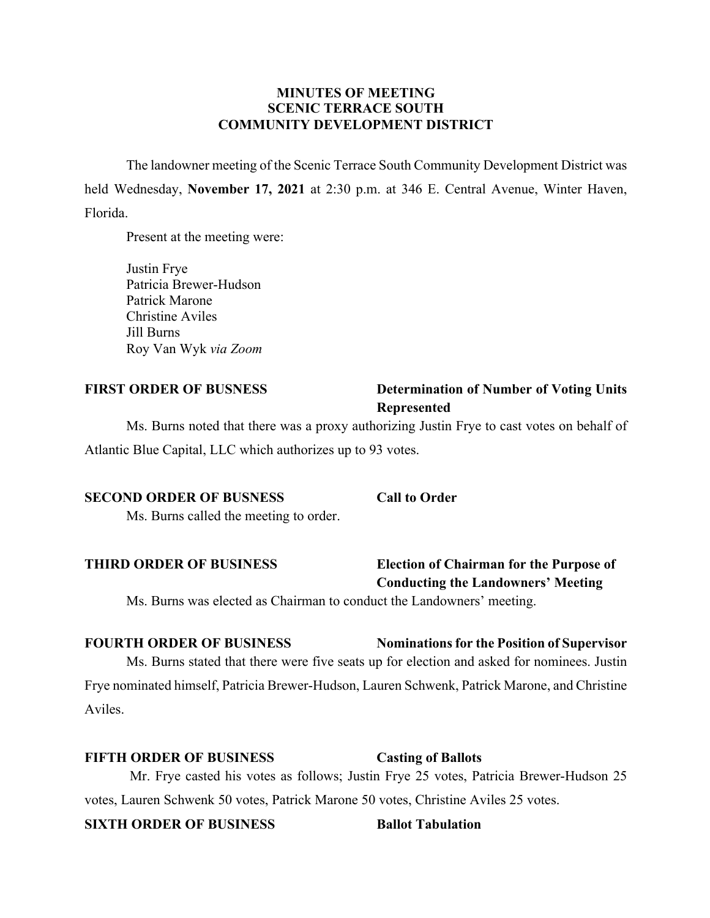**MINUTES OF MEETING**
**SCENIC TERRACE SOUTH**
**COMMUNITY DEVELOPMENT DISTRICT**

The landowner meeting of the Scenic Terrace South Community Development District was held Wednesday, **November 17, 2021** at 2:30 p.m. at 346 E. Central Avenue, Winter Haven, Florida.

Present at the meeting were:

Justin Frye
Patricia Brewer-Hudson
Patrick Marone
Christine Aviles
Jill Burns
Roy Van Wyk *via Zoom*

**FIRST ORDER OF BUSNESS** **Determination of Number of Voting Units Represented**

Ms. Burns noted that there was a proxy authorizing Justin Frye to cast votes on behalf of Atlantic Blue Capital, LLC which authorizes up to 93 votes.

**SECOND ORDER OF BUSNESS** **Call to Order**

Ms. Burns called the meeting to order.

**THIRD ORDER OF BUSINESS** **Election of Chairman for the Purpose of Conducting the Landowners' Meeting**

Ms. Burns was elected as Chairman to conduct the Landowners' meeting.

**FOURTH ORDER OF BUSINESS** **Nominations for the Position of Supervisor**

Ms. Burns stated that there were five seats up for election and asked for nominees. Justin Frye nominated himself, Patricia Brewer-Hudson, Lauren Schwenk, Patrick Marone, and Christine Aviles.

**FIFTH ORDER OF BUSINESS** **Casting of Ballots**

Mr. Frye casted his votes as follows; Justin Frye 25 votes, Patricia Brewer-Hudson 25 votes, Lauren Schwenk 50 votes, Patrick Marone 50 votes, Christine Aviles 25 votes.

**SIXTH ORDER OF BUSINESS** **Ballot Tabulation**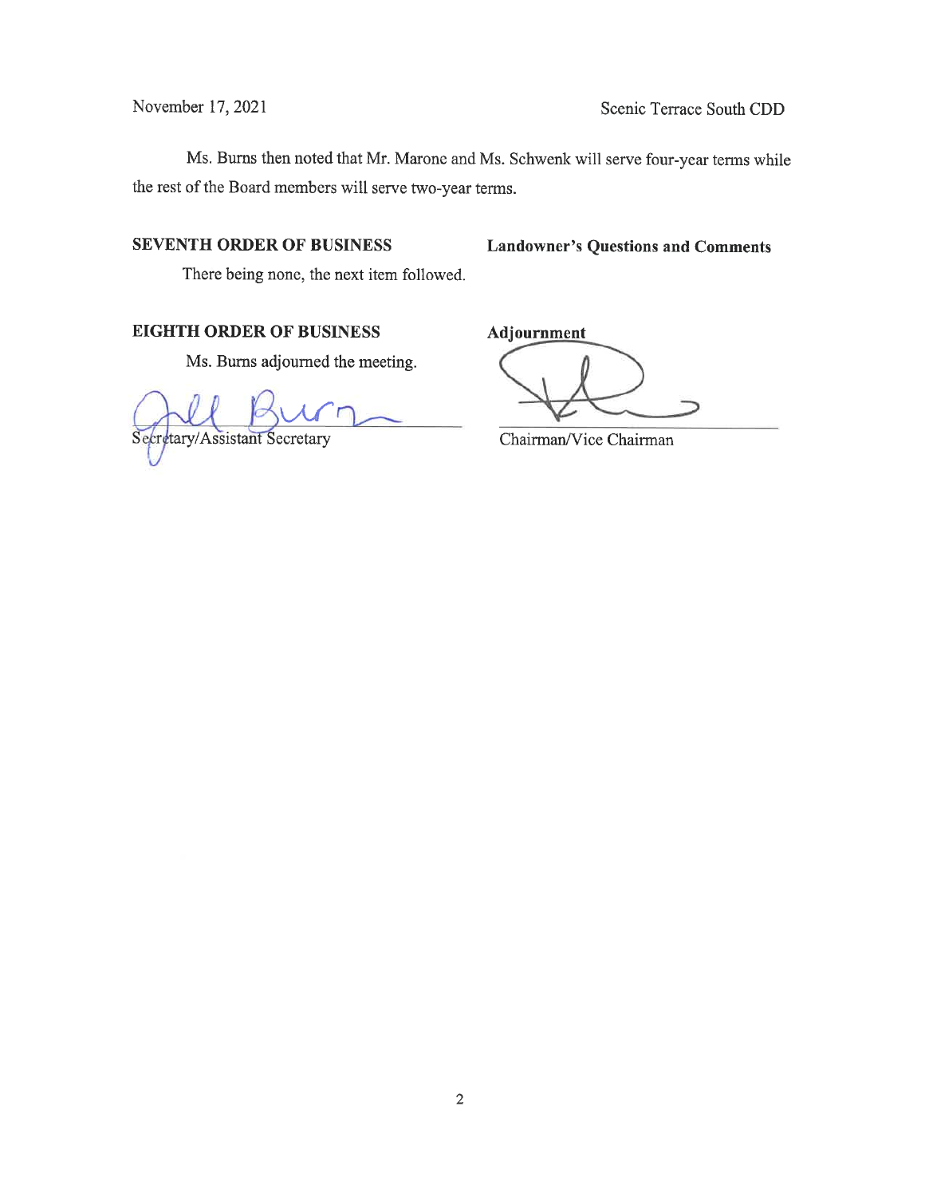Ms. Burns then noted that Mr. Marone and Ms. Schwenk will serve four-year terms while the rest of the Board members will serve two-year terms.

**SEVENTH ORDER OF BUSINESS** **Landowner's Questions and Comments**

There being none, the next item followed.

**EIGHTH ORDER OF BUSINESS** **Adjournment**

Ms. Burns adjourned the meeting.

Secretary/Assistant Secretary

Chairman/Vice Chairman